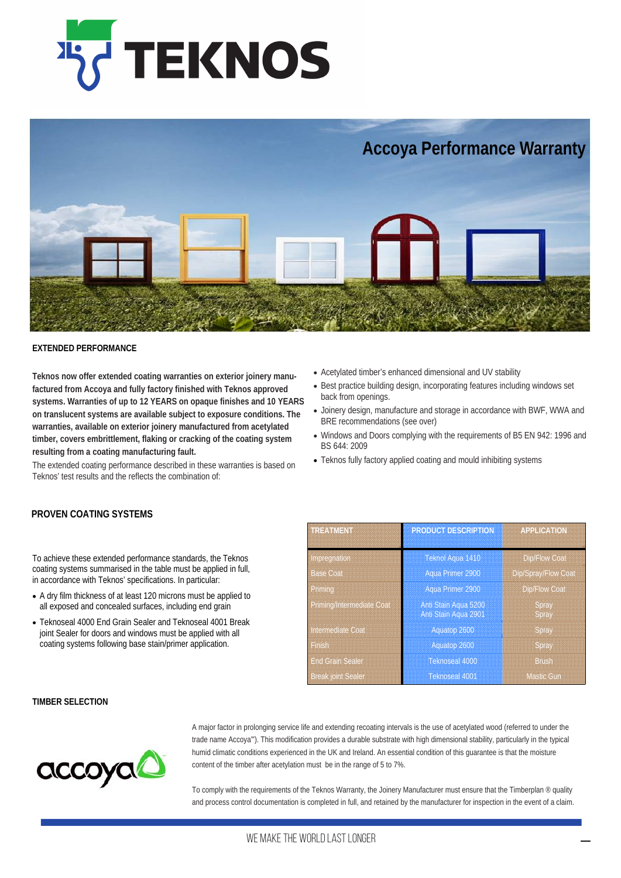# Accoya Performance Warranty

## EXTENDED PERFORMANCE

**Teknos now offer extended coating warranties on exterior joinery manufactured from Accoya and fully factory finished with Teknos approved systems. Warranties of up to 12 YEARS on opaque finishes and 10 YEARS on translucent systems are available subject to exposure conditions. The warranties, available on exterior joinery manufactured from acetylated timber, covers embrittlement, flaking or cracking of the coating system resulting from a coating manufacturing fault.**

The extended coating performance described in these warranties is based on Teknos' test results and the reflects the combination of:

- Acetylated timber's enhanced dimensional and UV stability
- Best practice building design, incorporating features including windows set back from openings.
- Joinery design, manufacture and storage in accordance with BWF, WWA and BRE recommendations (see over)
- Windows and Doors complying with the requirements of B5 EN 942: 1996 and BS 644: 2009
- Teknos fully factory applied coating and mould inhibiting systems

## PROVEN COATING SYSTEMS

To achieve these extended performance standards, the Teknos coating systems summarised in the table must be applied in full, in accordance with Teknos' specifications. In particular:

- A dry film thickness of at least 120 microns must be applied to all exposed and concealed surfaces, including end grain
- Teknoseal 4000 End Grain Sealer and Teknoseal 4001 Break joint Sealer for doors and windows must be applied with all coating systems following base stain/primer application.

| TREATMENT | PRODUCT DESCRIPTION | APPLICATION |
|---|---|---|
| Impregnation | Teknol Aqua 1410 | Dip/Flow Coat |
| Base Coat | Aqua Primer 2900 | Dip/Spray/Flow Coat |
| Priming | Aqua Primer 2900 | Dip/Flow Coat |
| Priming/Intermediate Coat | Anti Stain Aqua 5200<br>Anti Stain Aqua 2901 | Spray<br>Spray |
| Intermediate Coat | Aquatop 2600 | Spray |
| Finish | Aquatop 2600 | Spray |
| End Grain Sealer | Teknoseal 4000 | Brush |
| Break joint Sealer | Teknoseal 4001 | Mastic Gun |

## TIMBER SELECTION

A major factor in prolonging service life and extending recoating intervals is the use of acetylated wood (referred to under the trade name Accoya'"). This modification provides a durable substrate with high dimensional stability, particularly in the typical humid climatic conditions experienced in the UK and Ireland. An essential condition of this guarantee is that the moisture content of the timber after acetylation must be in the range of 5 to 7%.

To comply with the requirements of the Teknos Warranty, the Joinery Manufacturer must ensure that the Timberplan ® quality and process control documentation is completed in full, and retained by the manufacturer for inspection in the event of a claim.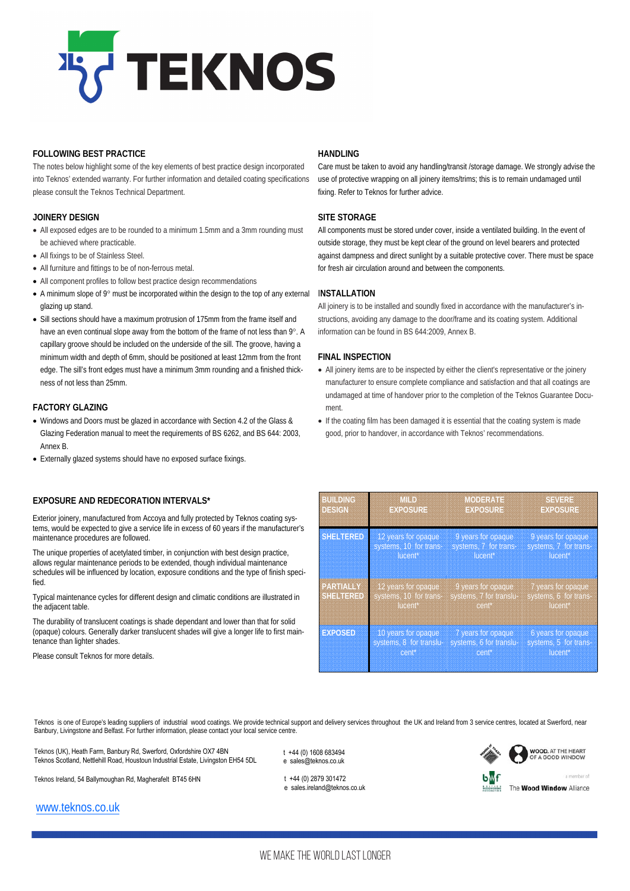TEKNOS

### FOLLOWING BEST PRACTICE

The notes below highlight some of the key elements of best practice design incorporated into Teknos' extended warranty. For further information and detailed coating specifications please consult the Teknos Technical Department.

### JOINERY DESIGN

- All exposed edges are to be rounded to a minimum 1.5mm and a 3mm rounding must be achieved where practicable.
- All fixings to be of Stainless Steel.
- All furniture and fittings to be of non-ferrous metal.
- All component profiles to follow best practice design recommendations
- A minimum slope of 9° must be incorporated within the design to the top of any external glazing up stand.
- Sill sections should have a maximum protrusion of 175mm from the frame itself and have an even continual slope away from the bottom of the frame of not less than 9°. A capillary groove should be included on the underside of the sill. The groove, having a minimum width and depth of 6mm, should be positioned at least 12mm from the front edge. The sill's front edges must have a minimum 3mm rounding and a finished thickness of not less than 25mm.

### FACTORY GLAZING

- Windows and Doors must be glazed in accordance with Section 4.2 of the Glass & Glazing Federation manual to meet the requirements of BS 6262, and BS 644: 2003, Annex B.
- Externally glazed systems should have no exposed surface fixings.

### HANDLING

Care must be taken to avoid any handling/transit /storage damage. We strongly advise the use of protective wrapping on all joinery items/trims; this is to remain undamaged until fixing. Refer to Teknos for further advice.

### SITE STORAGE

All components must be stored under cover, inside a ventilated building. In the event of outside storage, they must be kept clear of the ground on level bearers and protected against dampness and direct sunlight by a suitable protective cover. There must be space for fresh air circulation around and between the components.

### INSTALLATION

All joinery is to be installed and soundly fixed in accordance with the manufacturer's instructions, avoiding any damage to the door/frame and its coating system. Additional information can be found in BS 644:2009, Annex B.

### FINAL INSPECTION

- All joinery items are to be inspected by either the client's representative or the joinery manufacturer to ensure complete compliance and satisfaction and that all coatings are undamaged at time of handover prior to the completion of the Teknos Guarantee Document.
- If the coating film has been damaged it is essential that the coating system is made good, prior to handover, in accordance with Teknos' recommendations.

### EXPOSURE AND REDECORATION INTERVALS*

Exterior joinery, manufactured from Accoya and fully protected by Teknos coating systems, would be expected to give a service life in excess of 60 years if the manufacturer's maintenance procedures are followed.

The unique properties of acetylated timber, in conjunction with best design practice, allows regular maintenance periods to be extended, though individual maintenance schedules will be influenced by location, exposure conditions and the type of finish specified.

Typical maintenance cycles for different design and climatic conditions are illustrated in the adjacent table.

The durability of translucent coatings is shade dependant and lower than that for solid (opaque) colours. Generally darker translucent shades will give a longer life to first maintenance than lighter shades.

Please consult Teknos for more details.

| BUILDING DESIGN | MILD EXPOSURE | MODERATE EXPOSURE | SEVERE EXPOSURE |
|---|---|---|---|
| SHELTERED | 12 years for opaque systems, 10 for translucent* | 9 years for opaque systems, 7 for translucent* | 9 years for opaque systems, 7 for translucent* |
| PARTIALLY SHELTERED | 12 years for opaque systems, 10 for translucent* | 9 years for opaque systems, 7 for translucent* | 7 years for opaque systems, 6 for translucent* |
| EXPOSED | 10 years for opaque systems, 8 for translucent* | 7 years for opaque systems, 6 for translucent* | 6 years for opaque systems, 5 for translucent* |

Teknos is one of Europe's leading suppliers of industrial wood coatings. We provide technical support and delivery services throughout the UK and Ireland from 3 service centres, located at Swerford, near Banbury, Livingstone and Belfast. For further information, please contact your local service centre.

Teknos (UK), Heath Farm, Banbury Rd, Swerford, Oxfordshire OX7 4BN
Teknos Scotland, Nettlehill Road, Houstoun Industrial Estate, Livingston EH54 5DL

t +44 (0) 1608 683494
e sales@teknos.co.uk

Teknos Ireland, 54 Ballymoughan Rd, Magherafelt BT45 6HN

t +44 (0) 2879 301472
e sales.ireland@teknos.co.uk

WOOD. AT THE HEART OF A GOOD WINDOW

a member of The Wood Window Alliance

www.teknos.co.uk

WE MAKE THE WORLD LAST LONGER